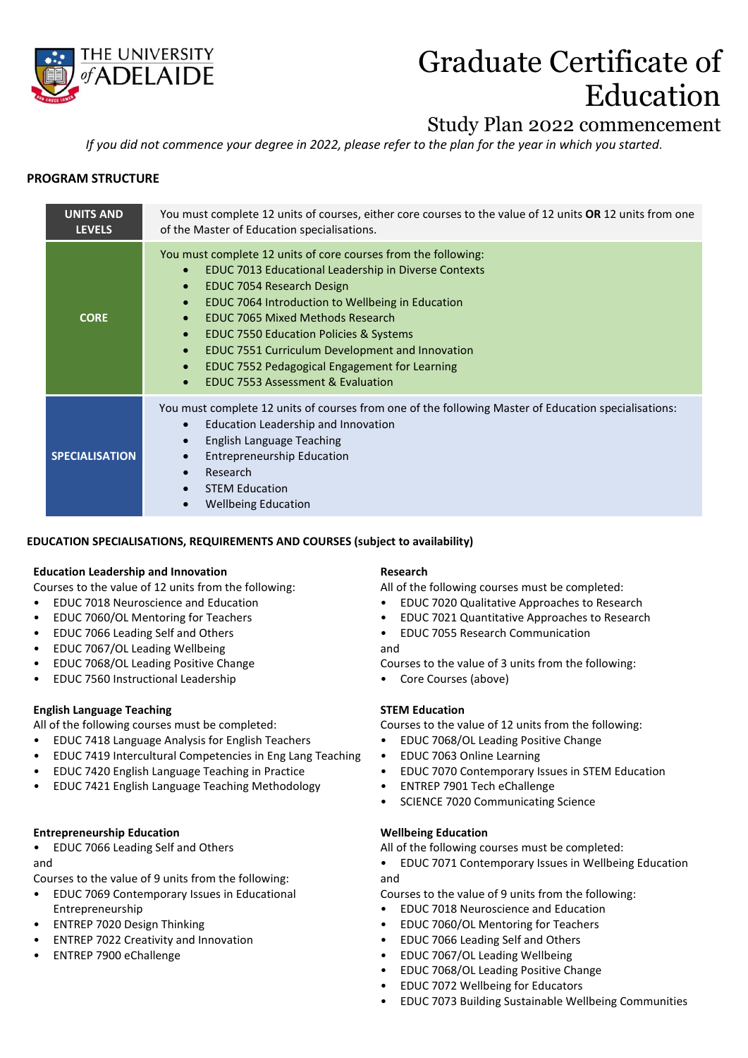# Graduate Certificate of Education

## Study Plan 2022 commencement

*If you did not commence your degree in 2022, please refer to the plan for the year in which you started.*

**PROGRAM STRUCTURE**

| | |
|---|---|
| **UNITS AND LEVELS** | You must complete 12 units of courses, either core courses to the value of 12 units **OR** 12 units from one of the Master of Education specialisations. |
| **CORE** | You must complete 12 units of core courses from the following:<br>• EDUC 7013 Educational Leadership in Diverse Contexts<br>• EDUC 7054 Research Design<br>• EDUC 7064 Introduction to Wellbeing in Education<br>• EDUC 7065 Mixed Methods Research<br>• EDUC 7550 Education Policies & Systems<br>• EDUC 7551 Curriculum Development and Innovation<br>• EDUC 7552 Pedagogical Engagement for Learning<br>• EDUC 7553 Assessment & Evaluation |
| **SPECIALISATION** | You must complete 12 units of courses from one of the following Master of Education specialisations:<br>• Education Leadership and Innovation<br>• English Language Teaching<br>• Entrepreneurship Education<br>• Research<br>• STEM Education<br>• Wellbeing Education |

**EDUCATION SPECIALISATIONS, REQUIREMENTS AND COURSES (subject to availability)**

**Education Leadership and Innovation**

Courses to the value of 12 units from the following:

- EDUC 7018 Neuroscience and Education
- EDUC 7060/OL Mentoring for Teachers
- EDUC 7066 Leading Self and Others
- EDUC 7067/OL Leading Wellbeing
- EDUC 7068/OL Leading Positive Change
- EDUC 7560 Instructional Leadership

**English Language Teaching**

All of the following courses must be completed:

- EDUC 7418 Language Analysis for English Teachers
- EDUC 7419 Intercultural Competencies in Eng Lang Teaching
- EDUC 7420 English Language Teaching in Practice
- EDUC 7421 English Language Teaching Methodology

**Entrepreneurship Education**

- EDUC 7066 Leading Self and Others

and

Courses to the value of 9 units from the following:

- EDUC 7069 Contemporary Issues in Educational Entrepreneurship
- ENTREP 7020 Design Thinking
- ENTREP 7022 Creativity and Innovation
- ENTREP 7900 eChallenge

**Research**

All of the following courses must be completed:

- EDUC 7020 Qualitative Approaches to Research
- EDUC 7021 Quantitative Approaches to Research
- EDUC 7055 Research Communication

and

Courses to the value of 3 units from the following:

- Core Courses (above)

**STEM Education**

Courses to the value of 12 units from the following:

- EDUC 7068/OL Leading Positive Change
- EDUC 7063 Online Learning
- EDUC 7070 Contemporary Issues in STEM Education
- ENTREP 7901 Tech eChallenge
- SCIENCE 7020 Communicating Science

**Wellbeing Education**

All of the following courses must be completed:

- EDUC 7071 Contemporary Issues in Wellbeing Education

and

Courses to the value of 9 units from the following:

- EDUC 7018 Neuroscience and Education
- EDUC 7060/OL Mentoring for Teachers
- EDUC 7066 Leading Self and Others
- EDUC 7067/OL Leading Wellbeing
- EDUC 7068/OL Leading Positive Change
- EDUC 7072 Wellbeing for Educators
- EDUC 7073 Building Sustainable Wellbeing Communities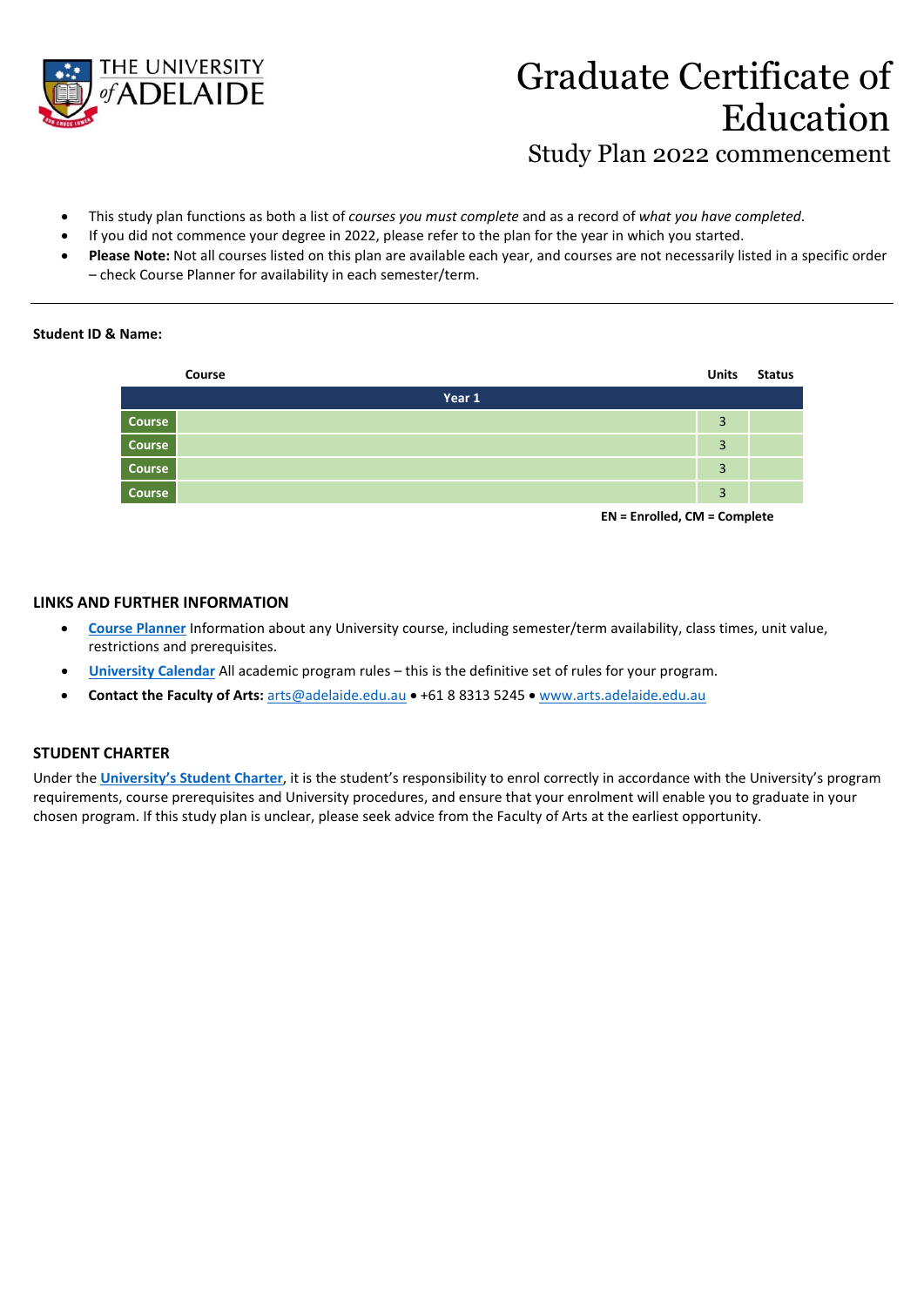# Graduate Certificate of Education

## Study Plan 2022 commencement

- This study plan functions as both a list of *courses you must complete* and as a record of *what you have completed*.
- If you did not commence your degree in 2022, please refer to the plan for the year in which you started.
- **Please Note:** Not all courses listed on this plan are available each year, and courses are not necessarily listed in a specific order – check Course Planner for availability in each semester/term.

---

**Student ID & Name:**

| Course | | Units | Status |
|---|---|---|---|
| **Year 1** | | | |
| Course | | 3 | |
| Course | | 3 | |
| Course | | 3 | |
| Course | | 3 | |

**EN = Enrolled, CM = Complete**

### LINKS AND FURTHER INFORMATION

- **Course Planner** Information about any University course, including semester/term availability, class times, unit value, restrictions and prerequisites.
- **University Calendar** All academic program rules – this is the definitive set of rules for your program.
- **Contact the Faculty of Arts:** arts@adelaide.edu.au • +61 8 8313 5245 • www.arts.adelaide.edu.au

### STUDENT CHARTER

Under the **University's Student Charter**, it is the student's responsibility to enrol correctly in accordance with the University's program requirements, course prerequisites and University procedures, and ensure that your enrolment will enable you to graduate in your chosen program. If this study plan is unclear, please seek advice from the Faculty of Arts at the earliest opportunity.